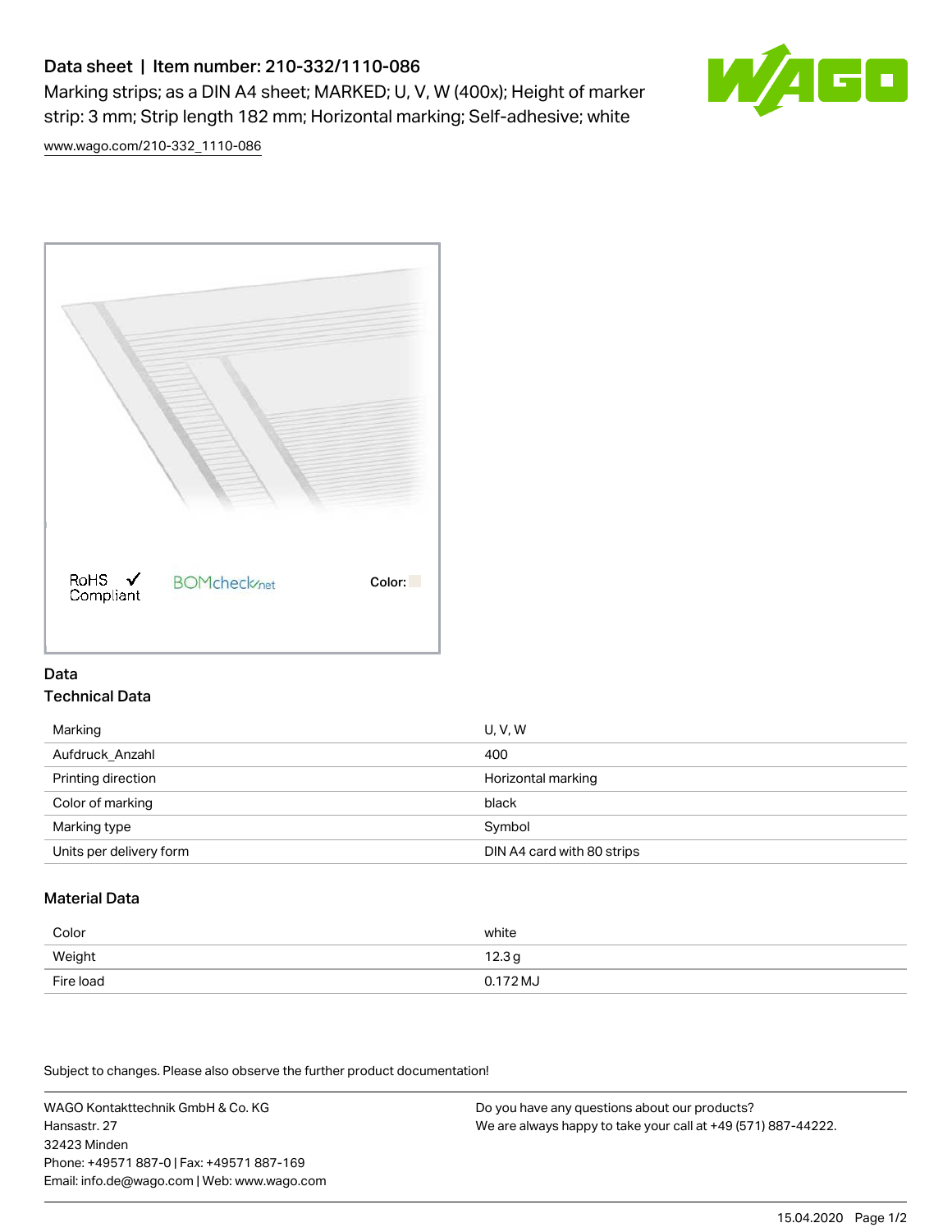# Data sheet | Item number: 210-332/1110-086

Marking strips; as a DIN A4 sheet; MARKED; U, V, W (400x); Height of marker strip: 3 mm; Strip length 182 mm; Horizontal marking; Self-adhesive; white

www.wago.com/210-332_1110-086

RoHS ✓ Compliant   BOMcheck.net   Color:

## Data

### Technical Data

| | |
|---|---|
| Marking | U, V, W |
| Aufdruck_Anzahl | 400 |
| Printing direction | Horizontal marking |
| Color of marking | black |
| Marking type | Symbol |
| Units per delivery form | DIN A4 card with 80 strips |

### Material Data

| | |
|---|---|
| Color | white |
| Weight | 12.3 g |
| Fire load | 0.172 MJ |

Subject to changes. Please also observe the further product documentation!

WAGO Kontakttechnik GmbH & Co. KG
Hansastr. 27
32423 Minden
Phone: +49571 887-0 | Fax: +49571 887-169
Email: info.de@wago.com | Web: www.wago.com

Do you have any questions about our products?
We are always happy to take your call at +49 (571) 887-44222.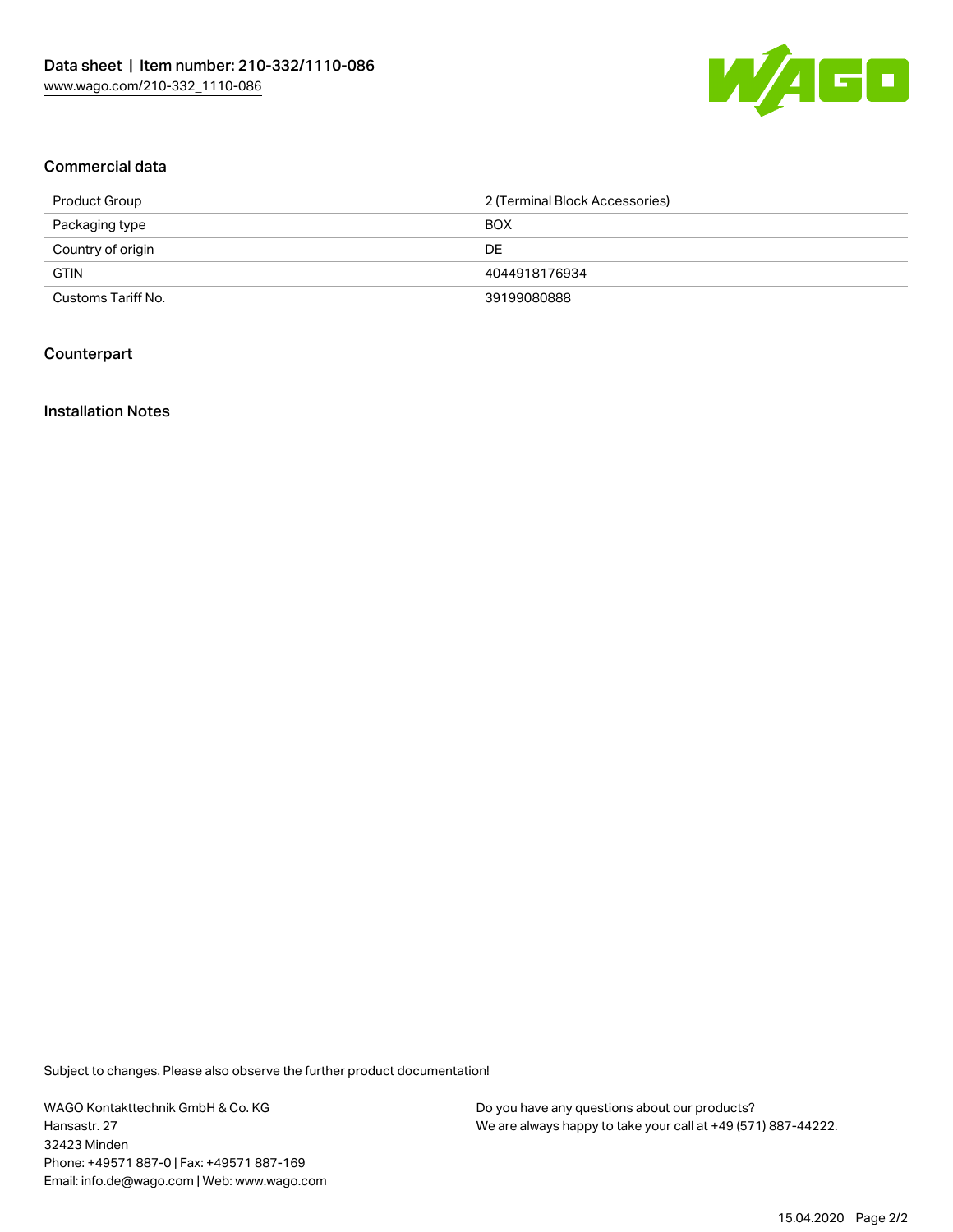## Commercial data

| | |
|---|---|
| Product Group | 2 (Terminal Block Accessories) |
| Packaging type | BOX |
| Country of origin | DE |
| GTIN | 4044918176934 |
| Customs Tariff No. | 39199080888 |

## Counterpart

## Installation Notes

Subject to changes. Please also observe the further product documentation!

WAGO Kontakttechnik GmbH & Co. KG
Hansastr. 27
32423 Minden
Phone: +49571 887-0 | Fax: +49571 887-169
Email: info.de@wago.com | Web: www.wago.com

Do you have any questions about our products?
We are always happy to take your call at +49 (571) 887-44222.

15.04.2020